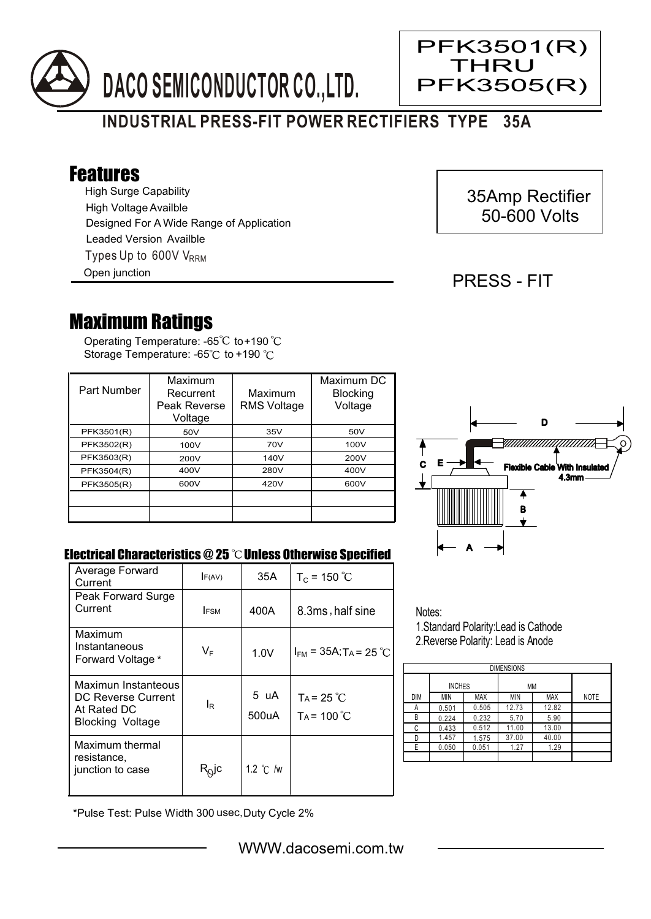# DACO SEMICONDUCTOR CO.,LTD.

**PFK3501(R) THRU PFK3505(R)**

## INDUSTRIAL PRESS-FIT POWER RECTIFIERS TYPE 35A

## Features

- High Surge Capability
- High Voltage Availble
- Designed For A Wide Range of Application
- Leaded Version Availble
- Types Up to 600V $V_{RRM}$
- Open junction

35Amp Rectifier
50-600 Volts

PRESS - FIT

## Maximum Ratings

Operating Temperature: -65℃ to+190 ℃
Storage Temperature: -65℃ to +190 ℃

| Part Number | Maximum Recurrent Peak Reverse Voltage | Maximum RMS Voltage | Maximum DC Blocking Voltage |
|---|---|---|---|
| PFK3501(R) | 50V | 35V | 50V |
| PFK3502(R) | 100V | 70V | 100V |
| PFK3503(R) | 200V | 140V | 200V |
| PFK3504(R) | 400V | 280V | 400V |
| PFK3505(R) | 600V | 420V | 600V |
| | | | |
| | | | |

D
C E
Flexible Cable With Insulated 4.3mm
B
A

### Electrical Characteristics @ 25 ℃ Unless Otherwise Specified

| | | | |
|---|---|---|---|
| Average Forward Current | $I_{F(AV)}$ | 35A | $T_C$ = 150 ℃ |
| Peak Forward Surge Current | $I_{FSM}$ | 400A | 8.3ms, half sine |
| Maximum Instantaneous Forward Voltage * | $V_F$ | 1.0V | $I_{FM}$ = 35A; $T_A$ = 25 ℃ |
| Maximun Instanteous DC Reverse Current At Rated DC Blocking Voltage | $I_R$ | 5 uA<br>500uA | $T_A$ = 25 ℃<br>$T_A$ = 100 ℃ |
| Maximum thermal resistance, junction to case | $R_{\theta}jc$ | 1.2 ℃ /w | |

*Pulse Test: Pulse Width 300 usec, Duty Cycle 2%

Notes:
1.Standard Polarity:Lead is Cathode
2.Reverse Polarity: Lead is Anode

| DIMENSIONS | | | | | |
|---|---|---|---|---|---|
| | INCHES | | MM | | |
| DIM | MIN | MAX | MIN | MAX | NOTE |
| A | 0.501 | 0.505 | 12.73 | 12.82 | |
| B | 0.224 | 0.232 | 5.70 | 5.90 | |
| C | 0.433 | 0.512 | 11.00 | 13.00 | |
| D | 1.457 | 1.575 | 37.00 | 40.00 | |
| E | 0.050 | 0.051 | 1.27 | 1.29 | |

WWW.dacosemi.com.tw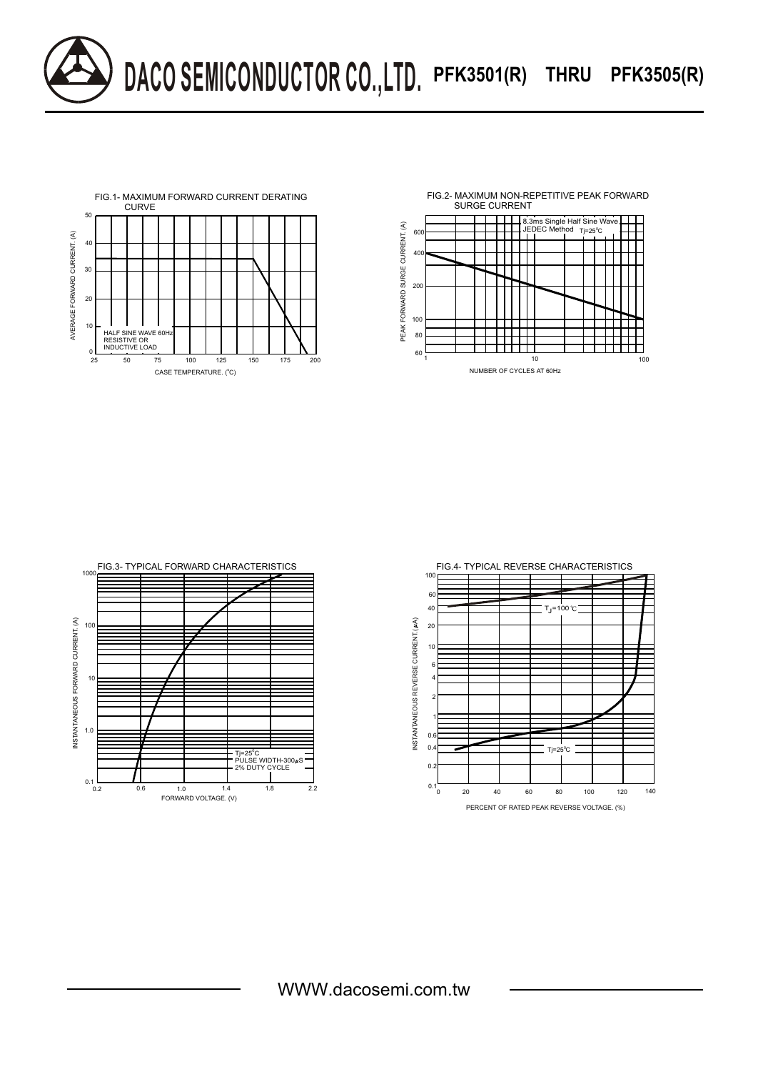FIG.1- MAXIMUM FORWARD CURRENT DERATING CURVE

AVERAGE FORWARD CURRENT. (A)

50
40
30
20
10
0

25 50 75 100 125 150 175 200

HALF SINE WAVE 60Hz
RESISTIVE OR
INDUCTIVE LOAD

CASE TEMPERATURE. (°C)

FIG.2- MAXIMUM NON-REPETITIVE PEAK FORWARD SURGE CURRENT

PEAK FORWARD SURGE CURRENT. (A)

600
400
200
100
80
60

8.3ms Single Half Sine Wave
JEDEC Method Tj=25°C

1 10 100

NUMBER OF CYCLES AT 60Hz

FIG.3- TYPICAL FORWARD CHARACTERISTICS

INSTANTANEOUS FORWARD CURRENT. (A)

1000
100
10
1.0
0.1

Tj=25°C
PULSE WIDTH-300μS
2% DUTY CYCLE

0.2 0.6 1.0 1.4 1.8 2.2

FORWARD VOLTAGE. (V)

FIG.4- TYPICAL REVERSE CHARACTERISTICS

INSTANTANEOUS REVERSE CURRENT.(μA)

100
60
40
20
10
6
4
2
1
0.6
0.4
0.2
0.1

$T_J$=100°C

Tj=25°C

0 20 40 60 80 100 120 140

PERCENT OF RATED PEAK REVERSE VOLTAGE. (%)